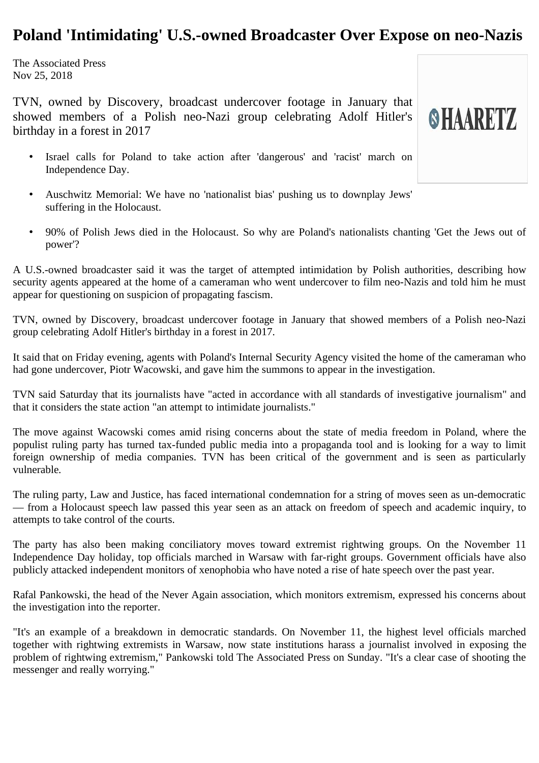# Poland 'Intimidating' U.S.-owned Broadcaster Over Expose on neo-Nazis

The Associated Press
Nov 25, 2018

TVN, owned by Discovery, broadcast undercover footage in January that showed members of a Polish neo-Nazi group celebrating Adolf Hitler's birthday in a forest in 2017

- Israel calls for Poland to take action after 'dangerous' and 'racist' march on Independence Day.
- Auschwitz Memorial: We have no 'nationalist bias' pushing us to downplay Jews' suffering in the Holocaust.
- 90% of Polish Jews died in the Holocaust. So why are Poland's nationalists chanting 'Get the Jews out of power'?

A U.S.-owned broadcaster said it was the target of attempted intimidation by Polish authorities, describing how security agents appeared at the home of a cameraman who went undercover to film neo-Nazis and told him he must appear for questioning on suspicion of propagating fascism.

TVN, owned by Discovery, broadcast undercover footage in January that showed members of a Polish neo-Nazi group celebrating Adolf Hitler's birthday in a forest in 2017.

It said that on Friday evening, agents with Poland's Internal Security Agency visited the home of the cameraman who had gone undercover, Piotr Wacowski, and gave him the summons to appear in the investigation.

TVN said Saturday that its journalists have "acted in accordance with all standards of investigative journalism" and that it considers the state action "an attempt to intimidate journalists."

The move against Wacowski comes amid rising concerns about the state of media freedom in Poland, where the populist ruling party has turned tax-funded public media into a propaganda tool and is looking for a way to limit foreign ownership of media companies. TVN has been critical of the government and is seen as particularly vulnerable.

The ruling party, Law and Justice, has faced international condemnation for a string of moves seen as un-democratic — from a Holocaust speech law passed this year seen as an attack on freedom of speech and academic inquiry, to attempts to take control of the courts.

The party has also been making conciliatory moves toward extremist rightwing groups. On the November 11 Independence Day holiday, top officials marched in Warsaw with far-right groups. Government officials have also publicly attacked independent monitors of xenophobia who have noted a rise of hate speech over the past year.

Rafal Pankowski, the head of the Never Again association, which monitors extremism, expressed his concerns about the investigation into the reporter.

"It's an example of a breakdown in democratic standards. On November 11, the highest level officials marched together with rightwing extremists in Warsaw, now state institutions harass a journalist involved in exposing the problem of rightwing extremism," Pankowski told The Associated Press on Sunday. "It's a clear case of shooting the messenger and really worrying."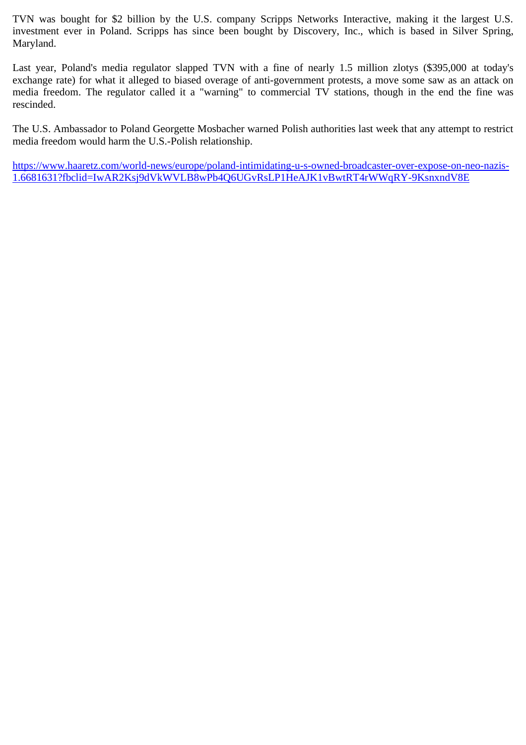TVN was bought for $2 billion by the U.S. company Scripps Networks Interactive, making it the largest U.S. investment ever in Poland. Scripps has since been bought by Discovery, Inc., which is based in Silver Spring, Maryland.

Last year, Poland's media regulator slapped TVN with a fine of nearly 1.5 million zlotys ($395,000 at today's exchange rate) for what it alleged to biased overage of anti-government protests, a move some saw as an attack on media freedom. The regulator called it a "warning" to commercial TV stations, though in the end the fine was rescinded.

The U.S. Ambassador to Poland Georgette Mosbacher warned Polish authorities last week that any attempt to restrict media freedom would harm the U.S.-Polish relationship.

https://www.haaretz.com/world-news/europe/poland-intimidating-u-s-owned-broadcaster-over-expose-on-neo-nazis-1.6681631?fbclid=IwAR2Ksj9dVkWVLB8wPb4Q6UGvRsLP1HeAJK1vBwtRT4rWWqRY-9KsnxndV8E